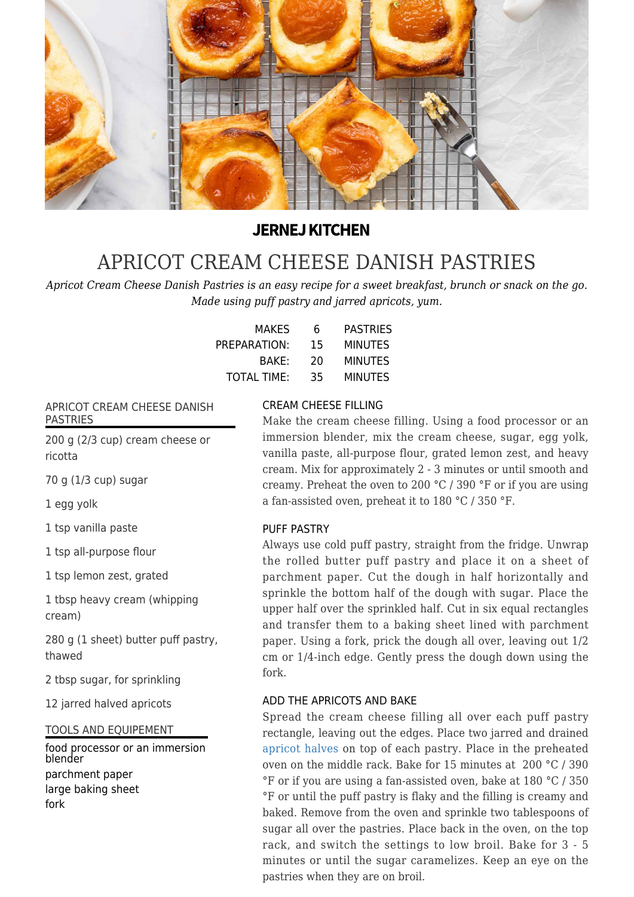**JERNEJ KITCHEN**

# APRICOT CREAM CHEESE DANISH PASTRIES

*Apricot Cream Cheese Danish Pastries is an easy recipe for a sweet breakfast, brunch or snack on the go. Made using puff pastry and jarred apricots, yum.*

| | | |
|---|---|---|
| MAKES | 6 | PASTRIES |
| PREPARATION: | 15 | MINUTES |
| BAKE: | 20 | MINUTES |
| TOTAL TIME: | 35 | MINUTES |

## APRICOT CREAM CHEESE DANISH PASTRIES

200 g (2/3 cup) cream cheese or ricotta

70 g (1/3 cup) sugar

1 egg yolk

1 tsp vanilla paste

1 tsp all-purpose flour

1 tsp lemon zest, grated

1 tbsp heavy cream (whipping cream)

280 g (1 sheet) butter puff pastry, thawed

2 tbsp sugar, for sprinkling

12 jarred halved apricots

## TOOLS AND EQUIPEMENT

food processor or an immersion blender
parchment paper
large baking sheet
fork

## CREAM CHEESE FILLING

Make the cream cheese filling. Using a food processor or an immersion blender, mix the cream cheese, sugar, egg yolk, vanilla paste, all-purpose flour, grated lemon zest, and heavy cream. Mix for approximately 2 - 3 minutes or until smooth and creamy. Preheat the oven to 200 °C / 390 °F or if you are using a fan-assisted oven, preheat it to 180 °C / 350 °F.

## PUFF PASTRY

Always use cold puff pastry, straight from the fridge. Unwrap the rolled butter puff pastry and place it on a sheet of parchment paper. Cut the dough in half horizontally and sprinkle the bottom half of the dough with sugar. Place the upper half over the sprinkled half. Cut in six equal rectangles and transfer them to a baking sheet lined with parchment paper. Using a fork, prick the dough all over, leaving out 1/2 cm or 1/4-inch edge. Gently press the dough down using the fork.

## ADD THE APRICOTS AND BAKE

Spread the cream cheese filling all over each puff pastry rectangle, leaving out the edges. Place two jarred and drained apricot halves on top of each pastry. Place in the preheated oven on the middle rack. Bake for 15 minutes at 200 °C / 390 °F or if you are using a fan-assisted oven, bake at 180 °C / 350 °F or until the puff pastry is flaky and the filling is creamy and baked. Remove from the oven and sprinkle two tablespoons of sugar all over the pastries. Place back in the oven, on the top rack, and switch the settings to low broil. Bake for 3 - 5 minutes or until the sugar caramelizes. Keep an eye on the pastries when they are on broil.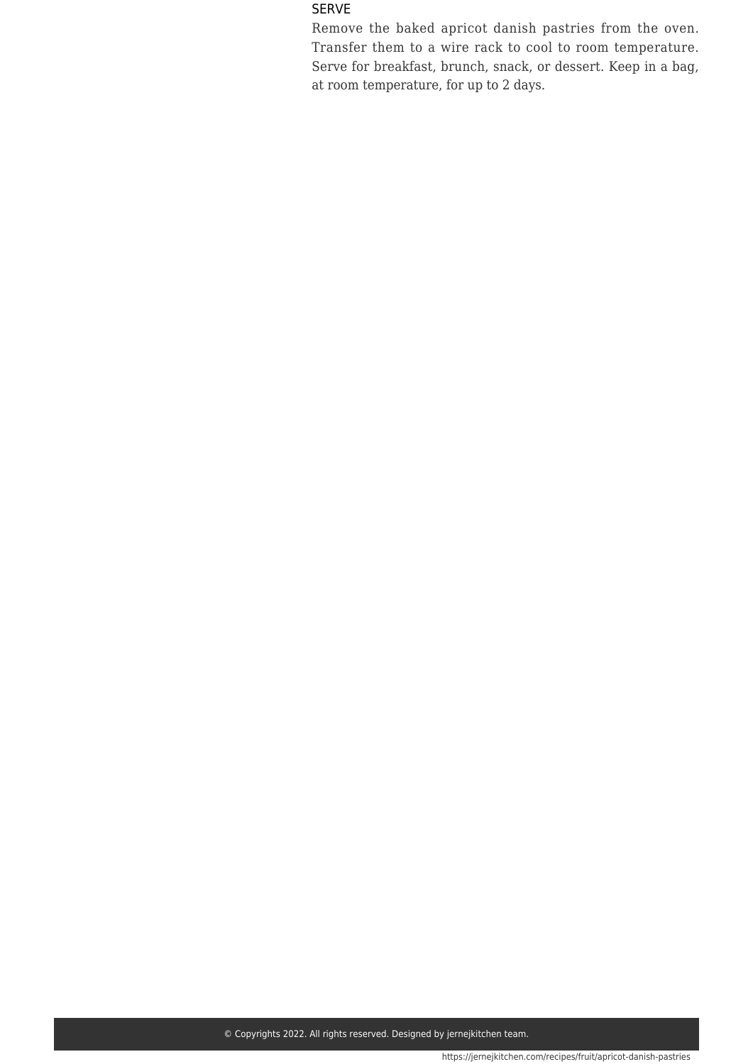SERVE

Remove the baked apricot danish pastries from the oven. Transfer them to a wire rack to cool to room temperature. Serve for breakfast, brunch, snack, or dessert. Keep in a bag, at room temperature, for up to 2 days.